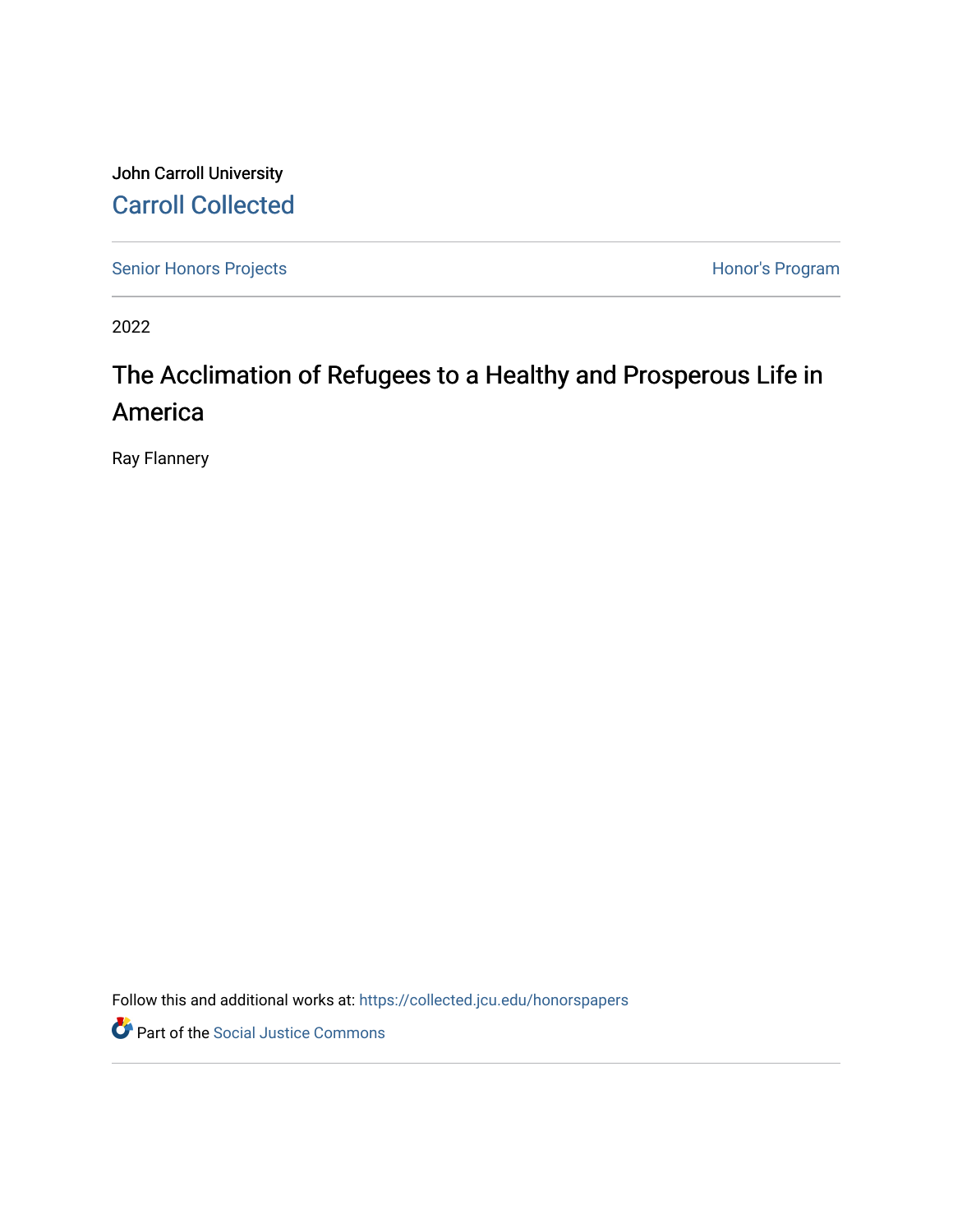John Carroll University

Carroll Collected

Senior Honors Projects

Honor's Program

2022

# The Acclimation of Refugees to a Healthy and Prosperous Life in America

Ray Flannery

Follow this and additional works at: https://collected.jcu.edu/honorspapers

Part of the Social Justice Commons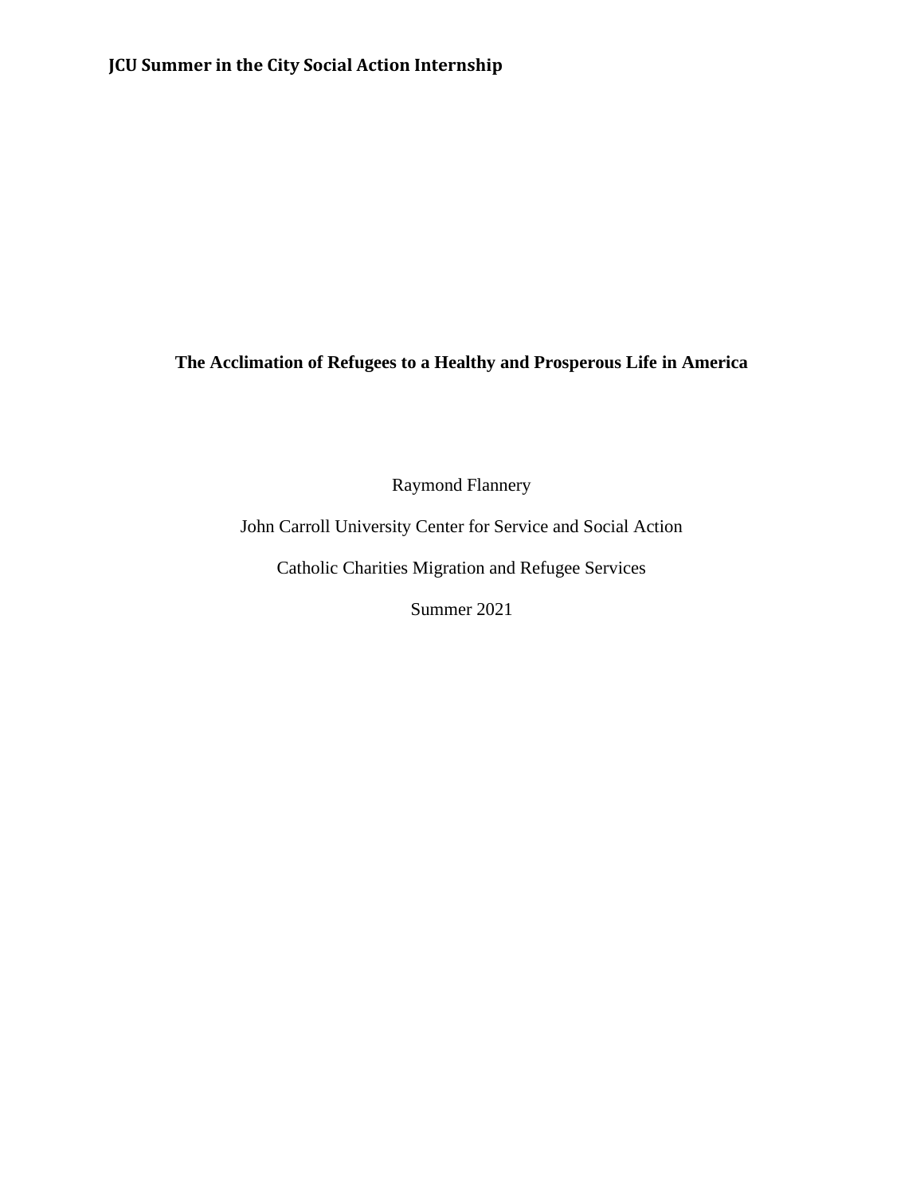**JCU Summer in the City Social Action Internship**

# The Acclimation of Refugees to a Healthy and Prosperous Life in America

Raymond Flannery

John Carroll University Center for Service and Social Action

Catholic Charities Migration and Refugee Services

Summer 2021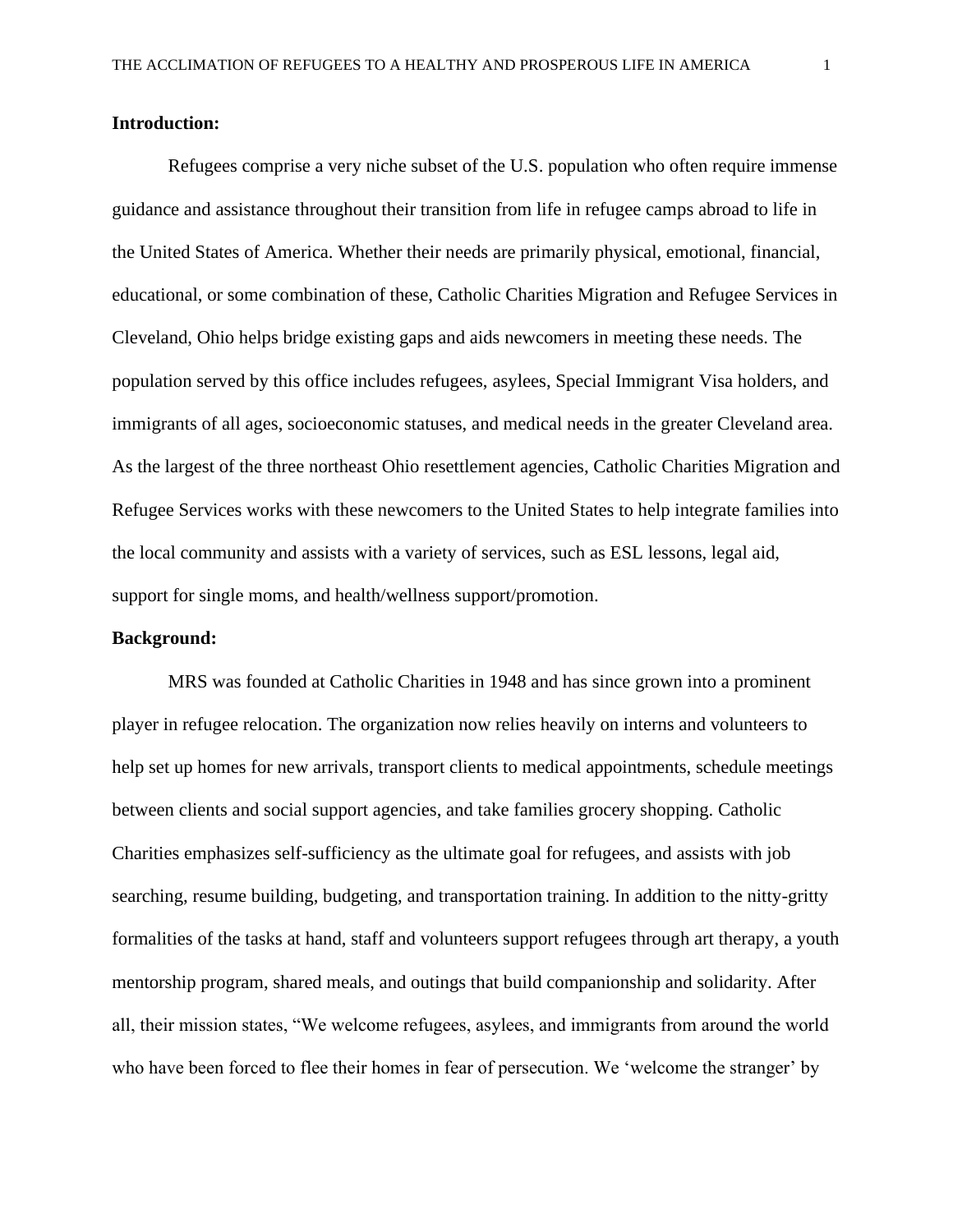**Introduction:**

Refugees comprise a very niche subset of the U.S. population who often require immense guidance and assistance throughout their transition from life in refugee camps abroad to life in the United States of America. Whether their needs are primarily physical, emotional, financial, educational, or some combination of these, Catholic Charities Migration and Refugee Services in Cleveland, Ohio helps bridge existing gaps and aids newcomers in meeting these needs. The population served by this office includes refugees, asylees, Special Immigrant Visa holders, and immigrants of all ages, socioeconomic statuses, and medical needs in the greater Cleveland area. As the largest of the three northeast Ohio resettlement agencies, Catholic Charities Migration and Refugee Services works with these newcomers to the United States to help integrate families into the local community and assists with a variety of services, such as ESL lessons, legal aid, support for single moms, and health/wellness support/promotion.

**Background:**

MRS was founded at Catholic Charities in 1948 and has since grown into a prominent player in refugee relocation. The organization now relies heavily on interns and volunteers to help set up homes for new arrivals, transport clients to medical appointments, schedule meetings between clients and social support agencies, and take families grocery shopping. Catholic Charities emphasizes self-sufficiency as the ultimate goal for refugees, and assists with job searching, resume building, budgeting, and transportation training. In addition to the nitty-gritty formalities of the tasks at hand, staff and volunteers support refugees through art therapy, a youth mentorship program, shared meals, and outings that build companionship and solidarity. After all, their mission states, "We welcome refugees, asylees, and immigrants from around the world who have been forced to flee their homes in fear of persecution. We 'welcome the stranger' by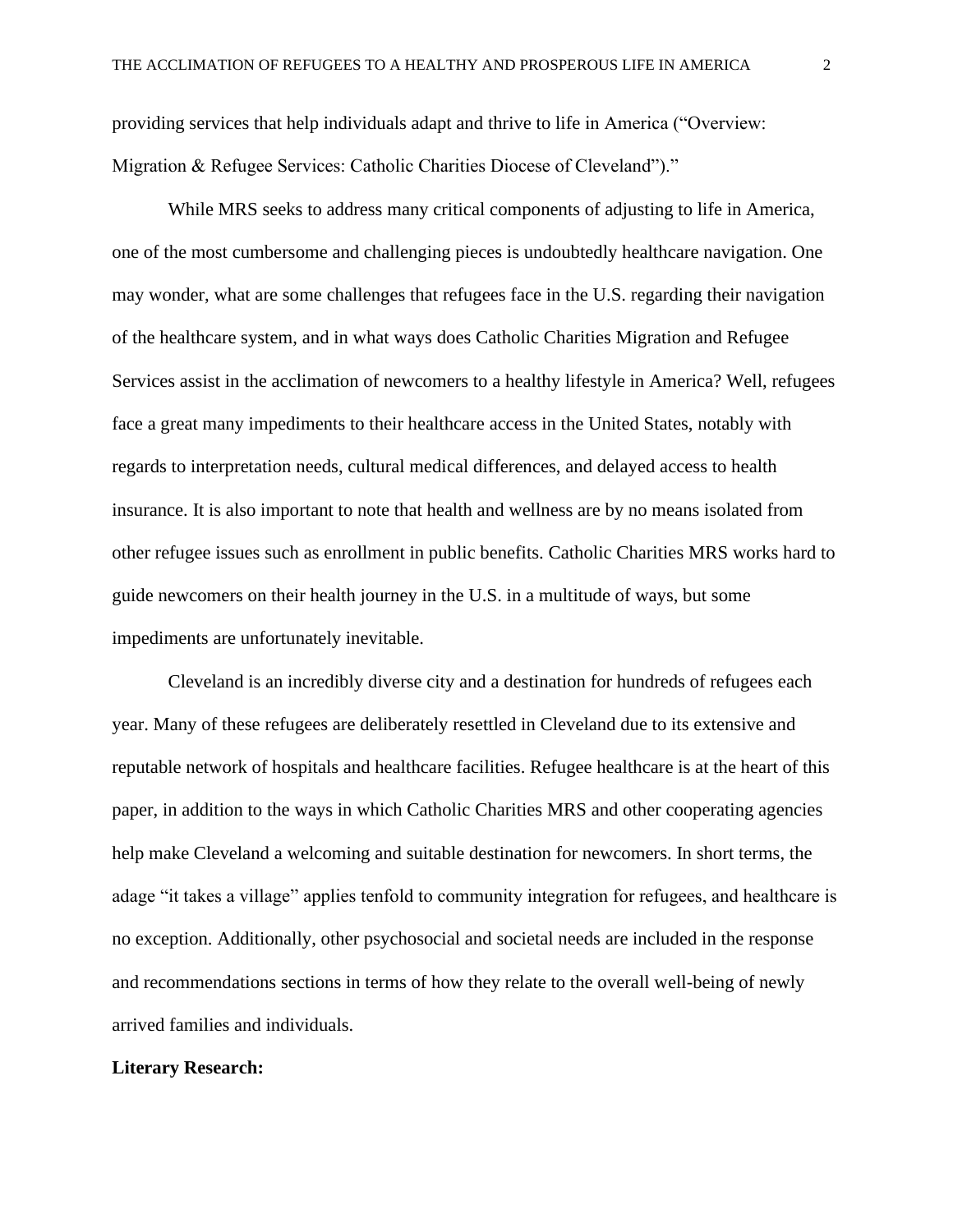providing services that help individuals adapt and thrive to life in America ("Overview: Migration & Refugee Services: Catholic Charities Diocese of Cleveland")."

While MRS seeks to address many critical components of adjusting to life in America, one of the most cumbersome and challenging pieces is undoubtedly healthcare navigation. One may wonder, what are some challenges that refugees face in the U.S. regarding their navigation of the healthcare system, and in what ways does Catholic Charities Migration and Refugee Services assist in the acclimation of newcomers to a healthy lifestyle in America? Well, refugees face a great many impediments to their healthcare access in the United States, notably with regards to interpretation needs, cultural medical differences, and delayed access to health insurance. It is also important to note that health and wellness are by no means isolated from other refugee issues such as enrollment in public benefits. Catholic Charities MRS works hard to guide newcomers on their health journey in the U.S. in a multitude of ways, but some impediments are unfortunately inevitable.

Cleveland is an incredibly diverse city and a destination for hundreds of refugees each year. Many of these refugees are deliberately resettled in Cleveland due to its extensive and reputable network of hospitals and healthcare facilities. Refugee healthcare is at the heart of this paper, in addition to the ways in which Catholic Charities MRS and other cooperating agencies help make Cleveland a welcoming and suitable destination for newcomers. In short terms, the adage "it takes a village" applies tenfold to community integration for refugees, and healthcare is no exception. Additionally, other psychosocial and societal needs are included in the response and recommendations sections in terms of how they relate to the overall well-being of newly arrived families and individuals.

**Literary Research:**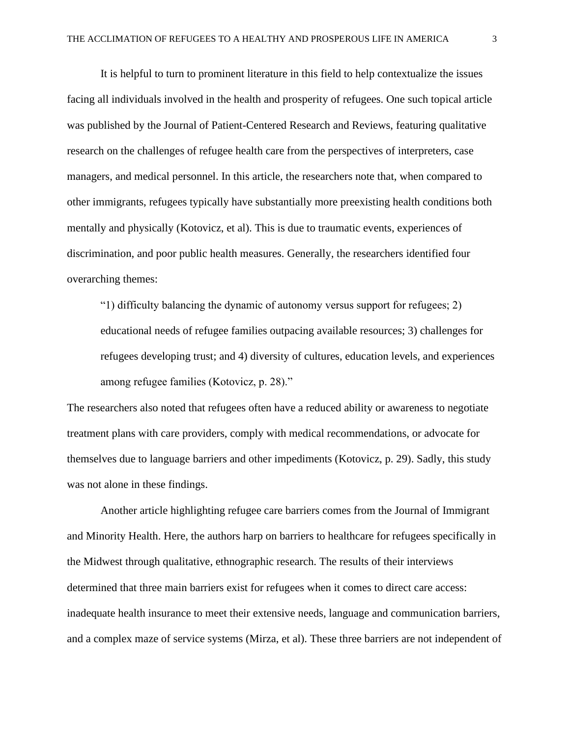It is helpful to turn to prominent literature in this field to help contextualize the issues facing all individuals involved in the health and prosperity of refugees. One such topical article was published by the Journal of Patient-Centered Research and Reviews, featuring qualitative research on the challenges of refugee health care from the perspectives of interpreters, case managers, and medical personnel. In this article, the researchers note that, when compared to other immigrants, refugees typically have substantially more preexisting health conditions both mentally and physically (Kotovicz, et al). This is due to traumatic events, experiences of discrimination, and poor public health measures. Generally, the researchers identified four overarching themes:

> "1) difficulty balancing the dynamic of autonomy versus support for refugees; 2) educational needs of refugee families outpacing available resources; 3) challenges for refugees developing trust; and 4) diversity of cultures, education levels, and experiences among refugee families (Kotovicz, p. 28)."

The researchers also noted that refugees often have a reduced ability or awareness to negotiate treatment plans with care providers, comply with medical recommendations, or advocate for themselves due to language barriers and other impediments (Kotovicz, p. 29). Sadly, this study was not alone in these findings.

Another article highlighting refugee care barriers comes from the Journal of Immigrant and Minority Health. Here, the authors harp on barriers to healthcare for refugees specifically in the Midwest through qualitative, ethnographic research. The results of their interviews determined that three main barriers exist for refugees when it comes to direct care access: inadequate health insurance to meet their extensive needs, language and communication barriers, and a complex maze of service systems (Mirza, et al). These three barriers are not independent of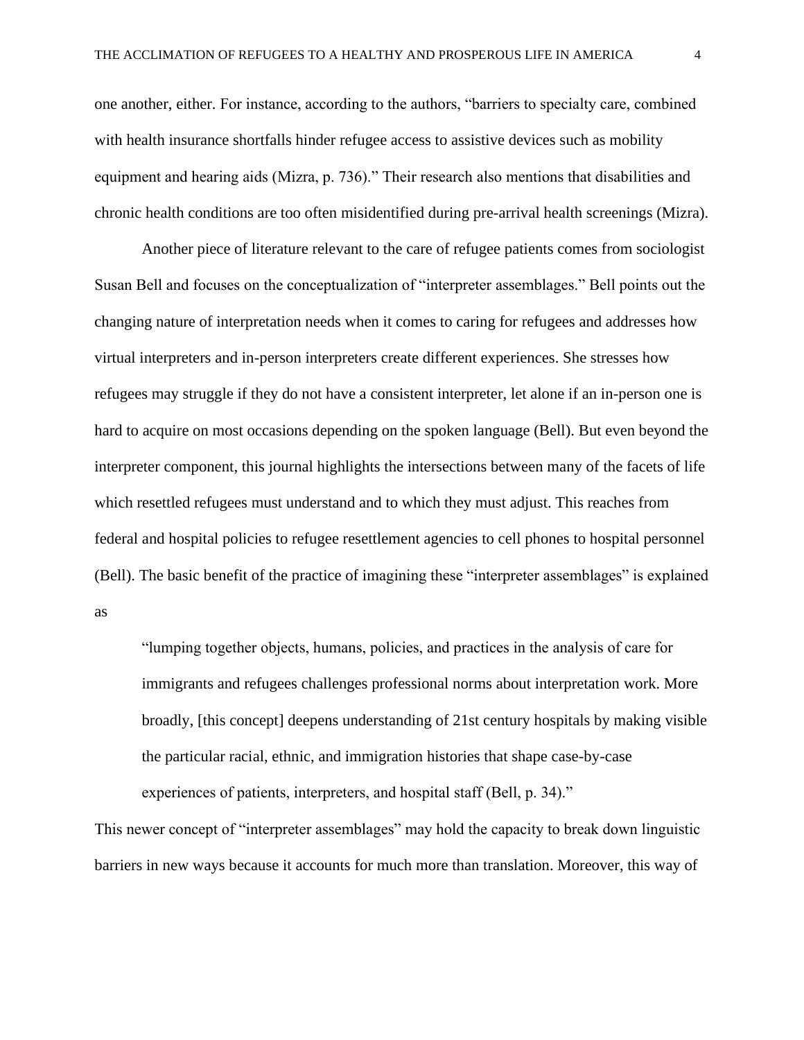one another, either. For instance, according to the authors, "barriers to specialty care, combined with health insurance shortfalls hinder refugee access to assistive devices such as mobility equipment and hearing aids (Mizra, p. 736)." Their research also mentions that disabilities and chronic health conditions are too often misidentified during pre-arrival health screenings (Mizra).

Another piece of literature relevant to the care of refugee patients comes from sociologist Susan Bell and focuses on the conceptualization of "interpreter assemblages." Bell points out the changing nature of interpretation needs when it comes to caring for refugees and addresses how virtual interpreters and in-person interpreters create different experiences. She stresses how refugees may struggle if they do not have a consistent interpreter, let alone if an in-person one is hard to acquire on most occasions depending on the spoken language (Bell). But even beyond the interpreter component, this journal highlights the intersections between many of the facets of life which resettled refugees must understand and to which they must adjust. This reaches from federal and hospital policies to refugee resettlement agencies to cell phones to hospital personnel (Bell). The basic benefit of the practice of imagining these "interpreter assemblages" is explained as

> "lumping together objects, humans, policies, and practices in the analysis of care for immigrants and refugees challenges professional norms about interpretation work. More broadly, [this concept] deepens understanding of 21st century hospitals by making visible the particular racial, ethnic, and immigration histories that shape case-by-case experiences of patients, interpreters, and hospital staff (Bell, p. 34)."

This newer concept of "interpreter assemblages" may hold the capacity to break down linguistic barriers in new ways because it accounts for much more than translation. Moreover, this way of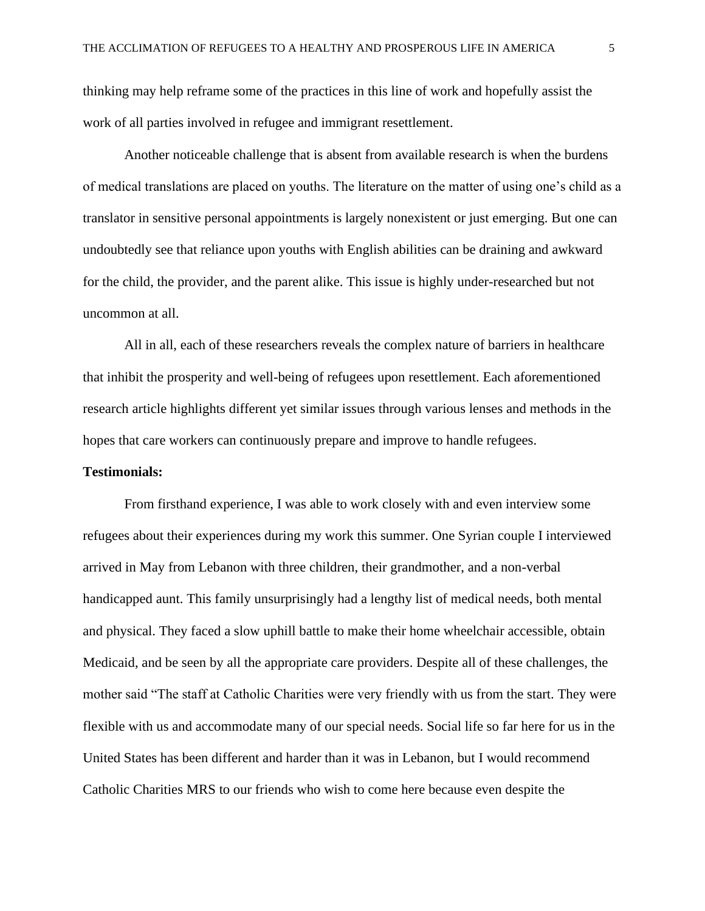thinking may help reframe some of the practices in this line of work and hopefully assist the work of all parties involved in refugee and immigrant resettlement.

Another noticeable challenge that is absent from available research is when the burdens of medical translations are placed on youths. The literature on the matter of using one's child as a translator in sensitive personal appointments is largely nonexistent or just emerging. But one can undoubtedly see that reliance upon youths with English abilities can be draining and awkward for the child, the provider, and the parent alike. This issue is highly under-researched but not uncommon at all.

All in all, each of these researchers reveals the complex nature of barriers in healthcare that inhibit the prosperity and well-being of refugees upon resettlement. Each aforementioned research article highlights different yet similar issues through various lenses and methods in the hopes that care workers can continuously prepare and improve to handle refugees.

**Testimonials:**

From firsthand experience, I was able to work closely with and even interview some refugees about their experiences during my work this summer. One Syrian couple I interviewed arrived in May from Lebanon with three children, their grandmother, and a non-verbal handicapped aunt. This family unsurprisingly had a lengthy list of medical needs, both mental and physical. They faced a slow uphill battle to make their home wheelchair accessible, obtain Medicaid, and be seen by all the appropriate care providers. Despite all of these challenges, the mother said "The staff at Catholic Charities were very friendly with us from the start. They were flexible with us and accommodate many of our special needs. Social life so far here for us in the United States has been different and harder than it was in Lebanon, but I would recommend Catholic Charities MRS to our friends who wish to come here because even despite the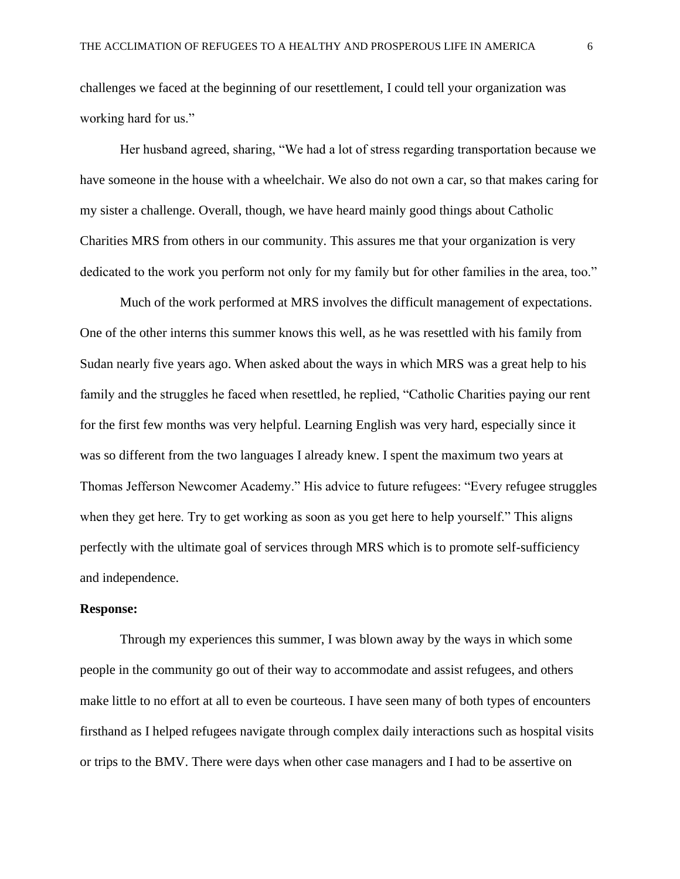challenges we faced at the beginning of our resettlement, I could tell your organization was working hard for us."

Her husband agreed, sharing, "We had a lot of stress regarding transportation because we have someone in the house with a wheelchair. We also do not own a car, so that makes caring for my sister a challenge. Overall, though, we have heard mainly good things about Catholic Charities MRS from others in our community. This assures me that your organization is very dedicated to the work you perform not only for my family but for other families in the area, too."

Much of the work performed at MRS involves the difficult management of expectations. One of the other interns this summer knows this well, as he was resettled with his family from Sudan nearly five years ago. When asked about the ways in which MRS was a great help to his family and the struggles he faced when resettled, he replied, "Catholic Charities paying our rent for the first few months was very helpful. Learning English was very hard, especially since it was so different from the two languages I already knew. I spent the maximum two years at Thomas Jefferson Newcomer Academy." His advice to future refugees: "Every refugee struggles when they get here. Try to get working as soon as you get here to help yourself." This aligns perfectly with the ultimate goal of services through MRS which is to promote self-sufficiency and independence.

**Response:**

Through my experiences this summer, I was blown away by the ways in which some people in the community go out of their way to accommodate and assist refugees, and others make little to no effort at all to even be courteous. I have seen many of both types of encounters firsthand as I helped refugees navigate through complex daily interactions such as hospital visits or trips to the BMV. There were days when other case managers and I had to be assertive on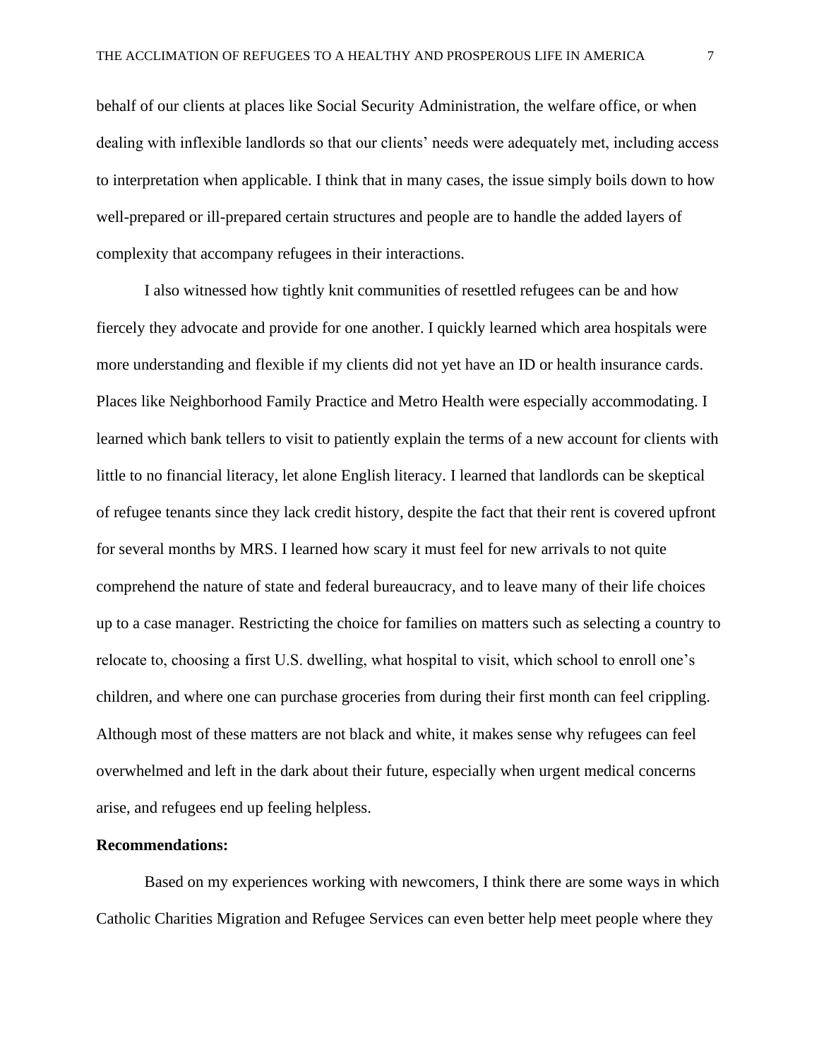behalf of our clients at places like Social Security Administration, the welfare office, or when dealing with inflexible landlords so that our clients' needs were adequately met, including access to interpretation when applicable. I think that in many cases, the issue simply boils down to how well-prepared or ill-prepared certain structures and people are to handle the added layers of complexity that accompany refugees in their interactions.

I also witnessed how tightly knit communities of resettled refugees can be and how fiercely they advocate and provide for one another. I quickly learned which area hospitals were more understanding and flexible if my clients did not yet have an ID or health insurance cards. Places like Neighborhood Family Practice and Metro Health were especially accommodating. I learned which bank tellers to visit to patiently explain the terms of a new account for clients with little to no financial literacy, let alone English literacy. I learned that landlords can be skeptical of refugee tenants since they lack credit history, despite the fact that their rent is covered upfront for several months by MRS. I learned how scary it must feel for new arrivals to not quite comprehend the nature of state and federal bureaucracy, and to leave many of their life choices up to a case manager. Restricting the choice for families on matters such as selecting a country to relocate to, choosing a first U.S. dwelling, what hospital to visit, which school to enroll one's children, and where one can purchase groceries from during their first month can feel crippling. Although most of these matters are not black and white, it makes sense why refugees can feel overwhelmed and left in the dark about their future, especially when urgent medical concerns arise, and refugees end up feeling helpless.

**Recommendations:**

Based on my experiences working with newcomers, I think there are some ways in which Catholic Charities Migration and Refugee Services can even better help meet people where they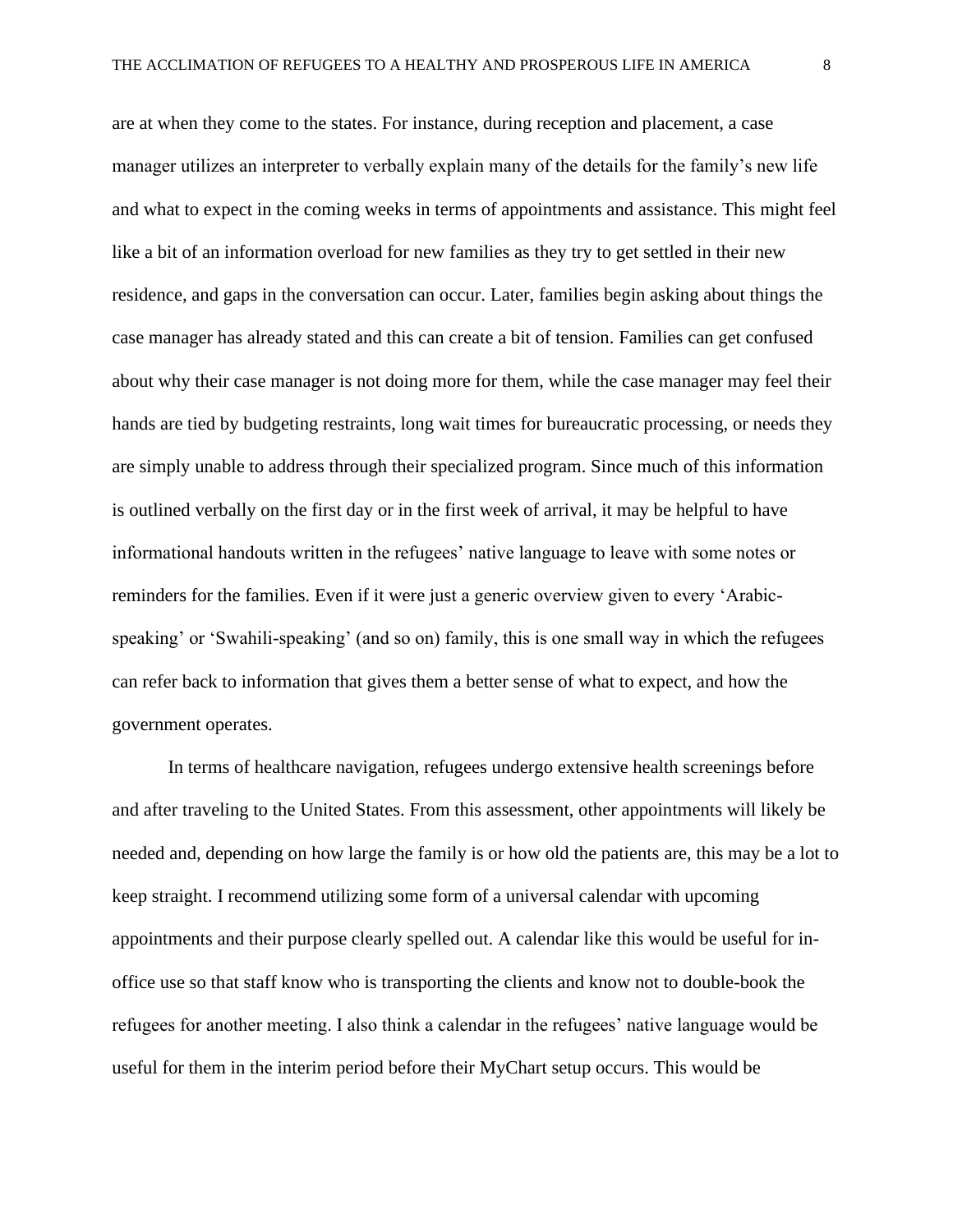are at when they come to the states. For instance, during reception and placement, a case manager utilizes an interpreter to verbally explain many of the details for the family's new life and what to expect in the coming weeks in terms of appointments and assistance. This might feel like a bit of an information overload for new families as they try to get settled in their new residence, and gaps in the conversation can occur. Later, families begin asking about things the case manager has already stated and this can create a bit of tension. Families can get confused about why their case manager is not doing more for them, while the case manager may feel their hands are tied by budgeting restraints, long wait times for bureaucratic processing, or needs they are simply unable to address through their specialized program. Since much of this information is outlined verbally on the first day or in the first week of arrival, it may be helpful to have informational handouts written in the refugees' native language to leave with some notes or reminders for the families. Even if it were just a generic overview given to every 'Arabic-speaking' or 'Swahili-speaking' (and so on) family, this is one small way in which the refugees can refer back to information that gives them a better sense of what to expect, and how the government operates.

In terms of healthcare navigation, refugees undergo extensive health screenings before and after traveling to the United States. From this assessment, other appointments will likely be needed and, depending on how large the family is or how old the patients are, this may be a lot to keep straight. I recommend utilizing some form of a universal calendar with upcoming appointments and their purpose clearly spelled out. A calendar like this would be useful for in-office use so that staff know who is transporting the clients and know not to double-book the refugees for another meeting. I also think a calendar in the refugees' native language would be useful for them in the interim period before their MyChart setup occurs. This would be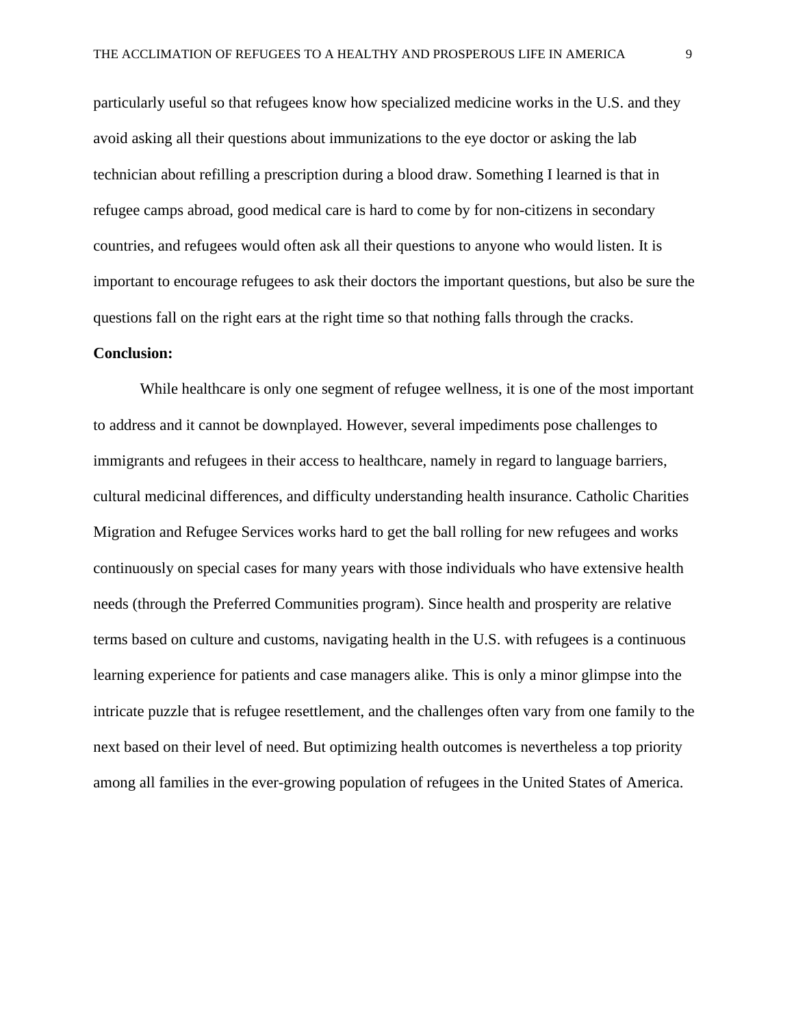particularly useful so that refugees know how specialized medicine works in the U.S. and they avoid asking all their questions about immunizations to the eye doctor or asking the lab technician about refilling a prescription during a blood draw. Something I learned is that in refugee camps abroad, good medical care is hard to come by for non-citizens in secondary countries, and refugees would often ask all their questions to anyone who would listen. It is important to encourage refugees to ask their doctors the important questions, but also be sure the questions fall on the right ears at the right time so that nothing falls through the cracks.

**Conclusion:**

While healthcare is only one segment of refugee wellness, it is one of the most important to address and it cannot be downplayed. However, several impediments pose challenges to immigrants and refugees in their access to healthcare, namely in regard to language barriers, cultural medicinal differences, and difficulty understanding health insurance. Catholic Charities Migration and Refugee Services works hard to get the ball rolling for new refugees and works continuously on special cases for many years with those individuals who have extensive health needs (through the Preferred Communities program). Since health and prosperity are relative terms based on culture and customs, navigating health in the U.S. with refugees is a continuous learning experience for patients and case managers alike. This is only a minor glimpse into the intricate puzzle that is refugee resettlement, and the challenges often vary from one family to the next based on their level of need. But optimizing health outcomes is nevertheless a top priority among all families in the ever-growing population of refugees in the United States of America.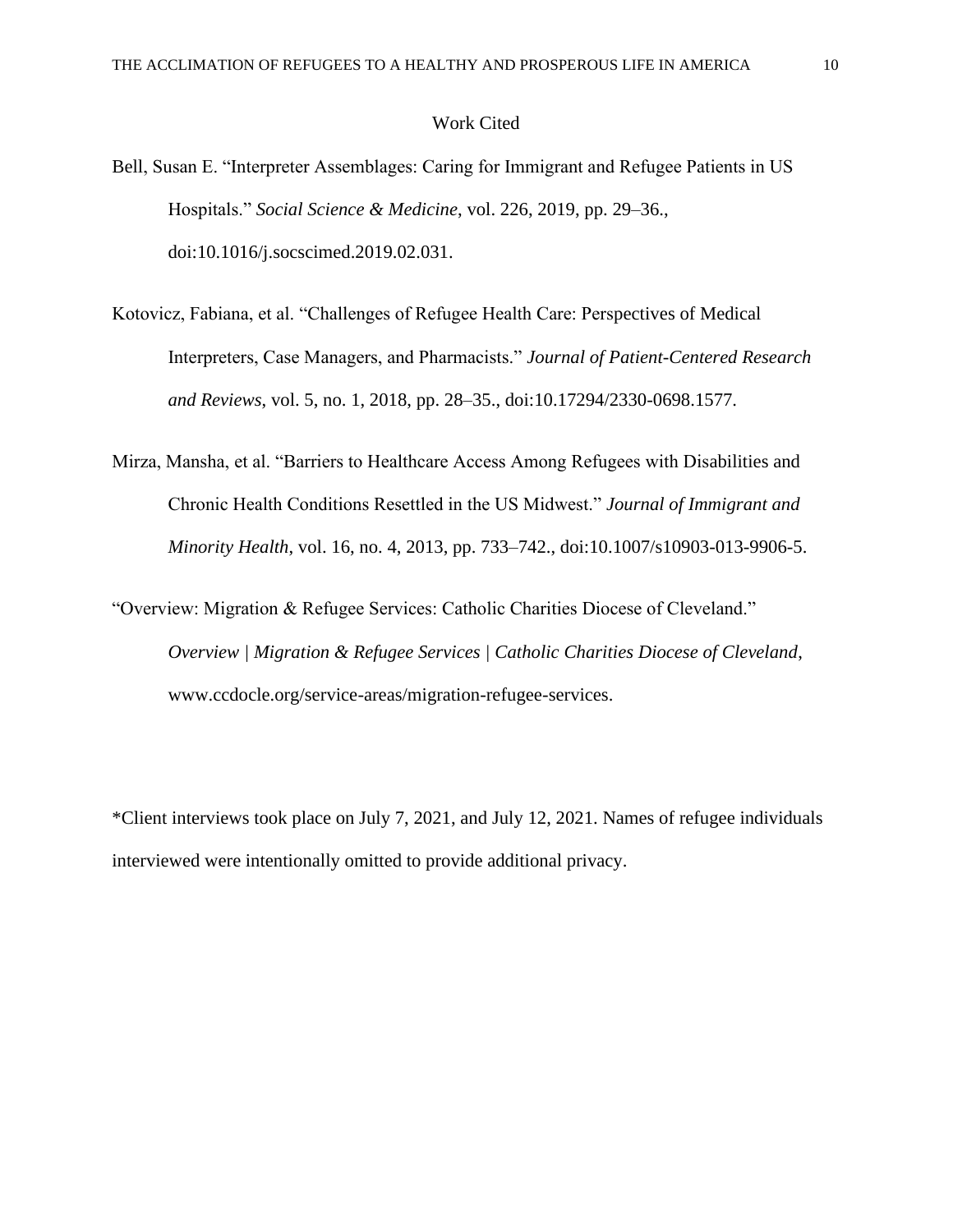# Work Cited

Bell, Susan E. "Interpreter Assemblages: Caring for Immigrant and Refugee Patients in US Hospitals." *Social Science & Medicine*, vol. 226, 2019, pp. 29–36., doi:10.1016/j.socscimed.2019.02.031.

Kotovicz, Fabiana, et al. "Challenges of Refugee Health Care: Perspectives of Medical Interpreters, Case Managers, and Pharmacists." *Journal of Patient-Centered Research and Reviews*, vol. 5, no. 1, 2018, pp. 28–35., doi:10.17294/2330-0698.1577.

Mirza, Mansha, et al. "Barriers to Healthcare Access Among Refugees with Disabilities and Chronic Health Conditions Resettled in the US Midwest." *Journal of Immigrant and Minority Health*, vol. 16, no. 4, 2013, pp. 733–742., doi:10.1007/s10903-013-9906-5.

"Overview: Migration & Refugee Services: Catholic Charities Diocese of Cleveland." *Overview | Migration & Refugee Services | Catholic Charities Diocese of Cleveland*, www.ccdocle.org/service-areas/migration-refugee-services.

*Client interviews took place on July 7, 2021, and July 12, 2021. Names of refugee individuals interviewed were intentionally omitted to provide additional privacy.